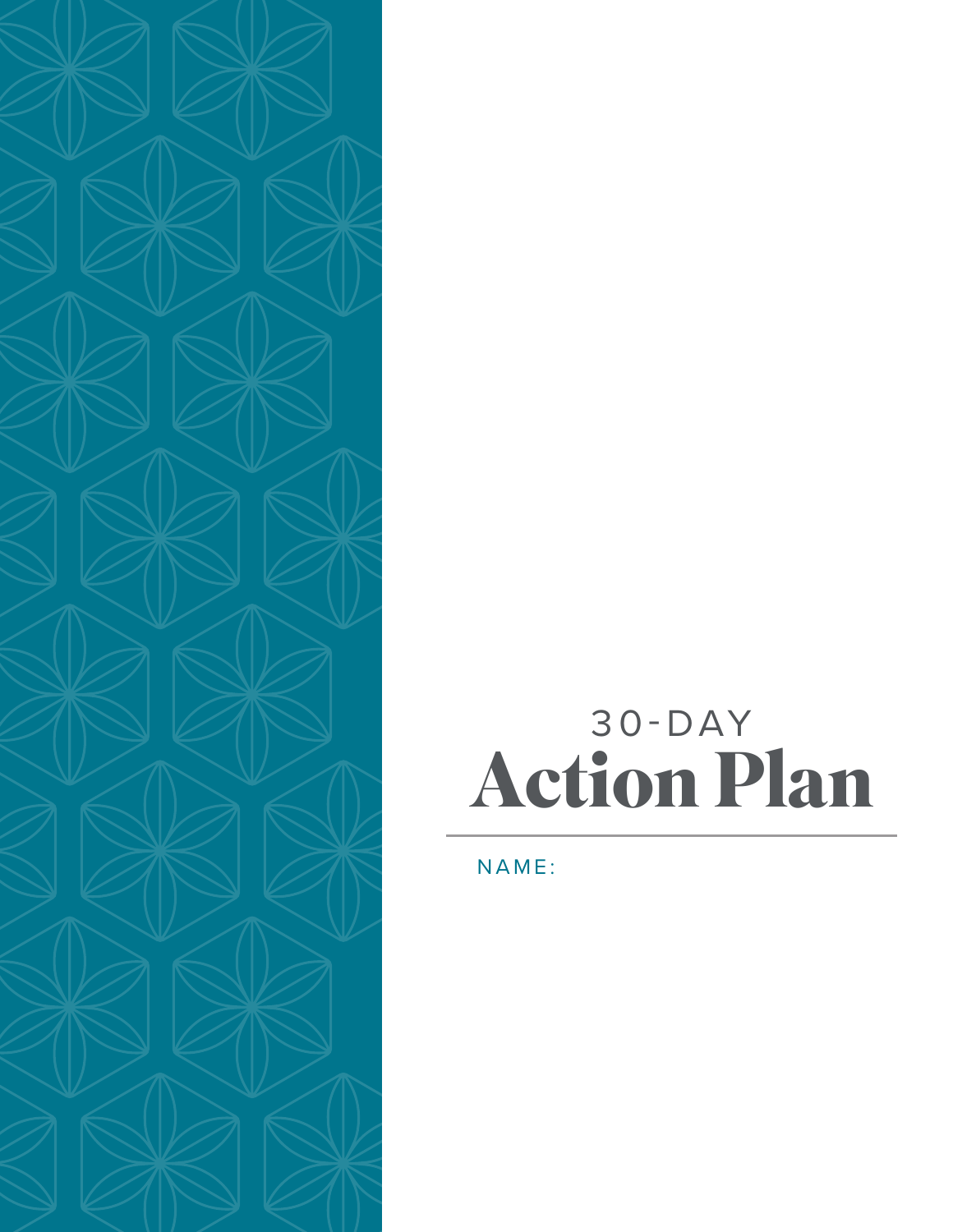30-DAY

# Action Plan

NAME: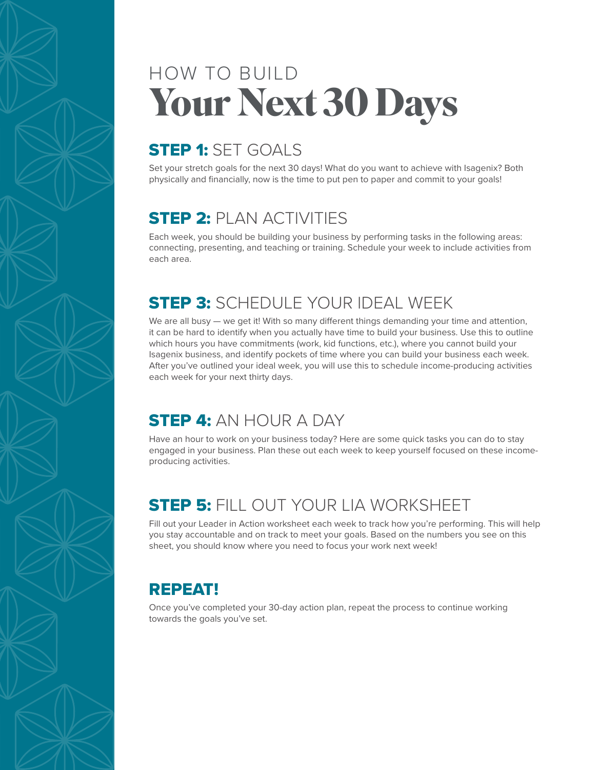# HOW TO BUILD Your Next 30 Days

## STEP 1: SET GOALS

Set your stretch goals for the next 30 days! What do you want to achieve with Isagenix? Both physically and financially, now is the time to put pen to paper and commit to your goals!

## STEP 2: PLAN ACTIVITIES

Each week, you should be building your business by performing tasks in the following areas: connecting, presenting, and teaching or training. Schedule your week to include activities from each area.

## STEP 3: SCHEDULE YOUR IDEAL WEEK

We are all busy — we get it! With so many different things demanding your time and attention, it can be hard to identify when you actually have time to build your business. Use this to outline which hours you have commitments (work, kid functions, etc.), where you cannot build your Isagenix business, and identify pockets of time where you can build your business each week. After you've outlined your ideal week, you will use this to schedule income-producing activities each week for your next thirty days.

## STEP 4: AN HOUR A DAY

Have an hour to work on your business today? Here are some quick tasks you can do to stay engaged in your business. Plan these out each week to keep yourself focused on these income-producing activities.

## STEP 5: FILL OUT YOUR LIA WORKSHEET

Fill out your Leader in Action worksheet each week to track how you're performing. This will help you stay accountable and on track to meet your goals. Based on the numbers you see on this sheet, you should know where you need to focus your work next week!

## REPEAT!

Once you've completed your 30-day action plan, repeat the process to continue working towards the goals you've set.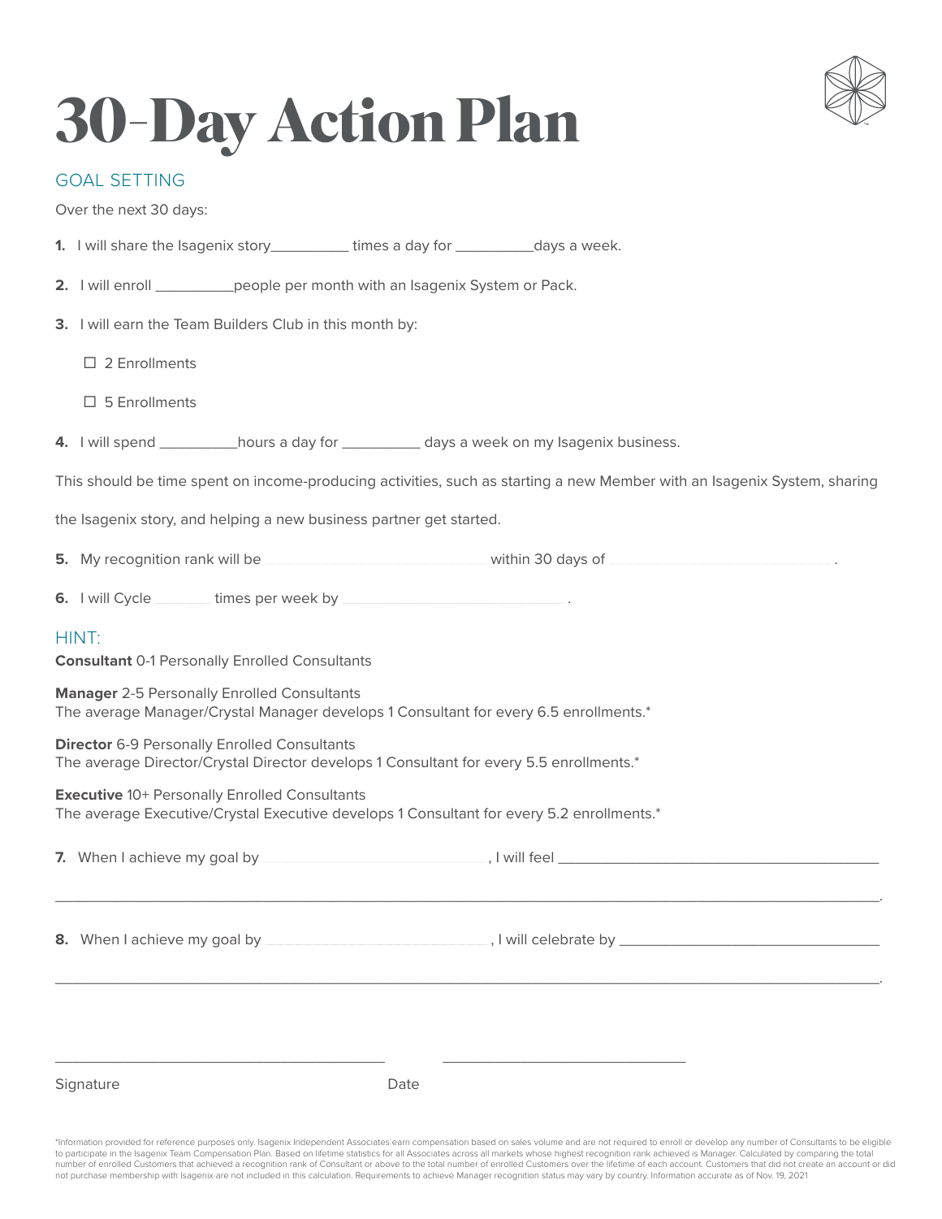# 30-Day Action Plan

## GOAL SETTING

Over the next 30 days:

1. I will share the Isagenix story__________ times a day for __________days a week.

2. I will enroll __________people per month with an Isagenix System or Pack.

3. I will earn the Team Builders Club in this month by:

   ☐ 2 Enrollments

   ☐ 5 Enrollments

4. I will spend __________hours a day for __________ days a week on my Isagenix business.

This should be time spent on income-producing activities, such as starting a new Member with an Isagenix System, sharing the Isagenix story, and helping a new business partner get started.

5. My recognition rank will be ______________________________ within 30 days of ______________________________.

6. I will Cycle ________ times per week by ______________________________.

## HINT:

**Consultant** 0-1 Personally Enrolled Consultants

**Manager** 2-5 Personally Enrolled Consultants
The average Manager/Crystal Manager develops 1 Consultant for every 6.5 enrollments.*

**Director** 6-9 Personally Enrolled Consultants
The average Director/Crystal Director develops 1 Consultant for every 5.5 enrollments.*

**Executive** 10+ Personally Enrolled Consultants
The average Executive/Crystal Executive develops 1 Consultant for every 5.2 enrollments.*

7. When I achieve my goal by ______________________________, I will feel ____________________________________________

______________________________________________________________________________________________.

8. When I achieve my goal by ______________________________, I will celebrate by ____________________________________

______________________________________________________________________________________________.

______________________________________________ ______________________________

Signature Date

*Information provided for reference purposes only. Isagenix Independent Associates earn compensation based on sales volume and are not required to enroll or develop any number of Consultants to be eligible to participate in the Isagenix Team Compensation Plan. Based on lifetime statistics for all Associates across all markets whose highest recognition rank achieved is Manager. Calculated by comparing the total number of enrolled Customers that achieved a recognition rank of Consultant or above to the total number of enrolled Customers over the lifetime of each account. Customers that did not create an account or did not purchase membership with Isagenix are not included in this calculation. Requirements to achieve Manager recognition status may vary by country. Information accurate as of Nov. 19, 2021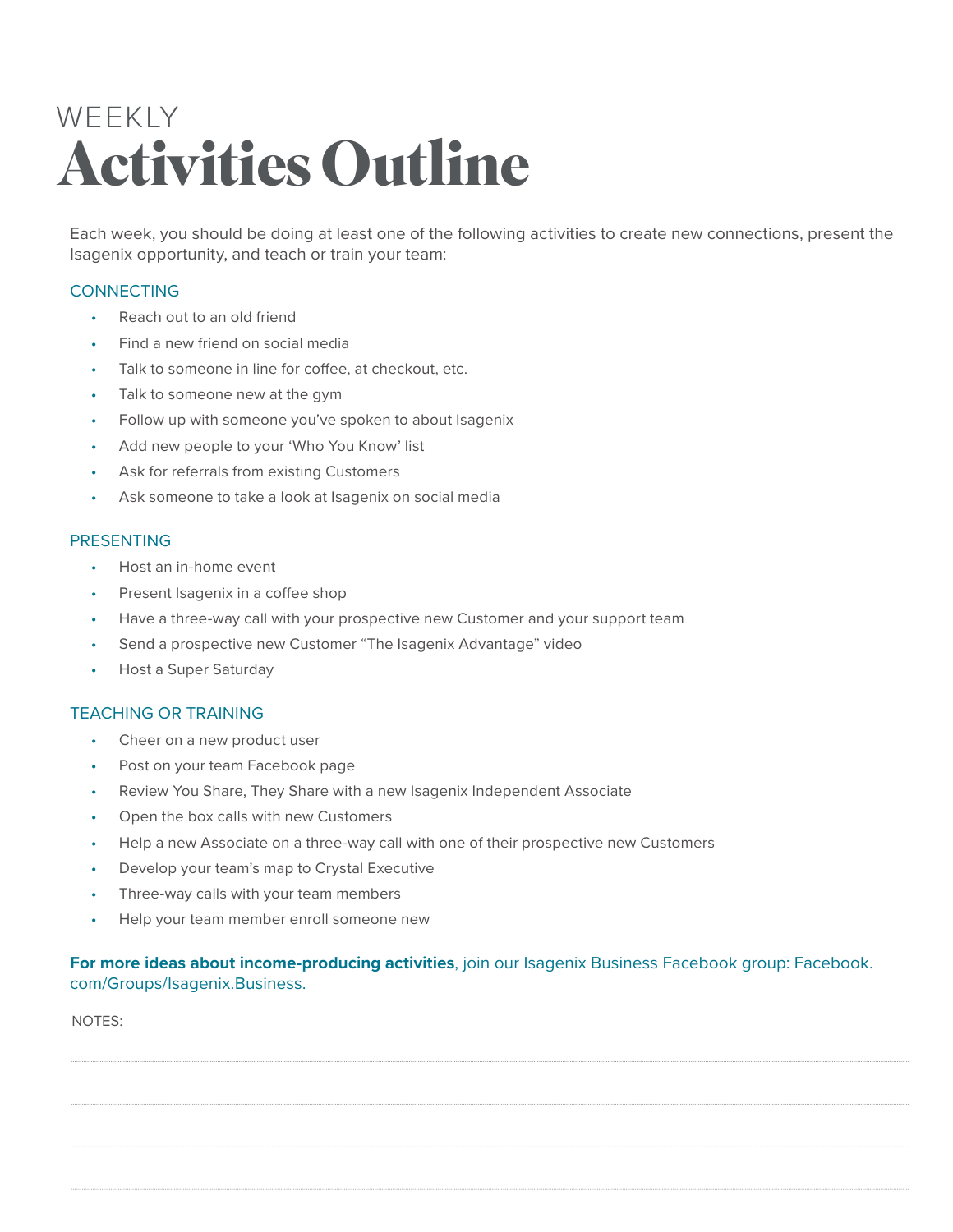WEEKLY

# Activities Outline

Each week, you should be doing at least one of the following activities to create new connections, present the Isagenix opportunity, and teach or train your team:

## CONNECTING

- Reach out to an old friend
- Find a new friend on social media
- Talk to someone in line for coffee, at checkout, etc.
- Talk to someone new at the gym
- Follow up with someone you've spoken to about Isagenix
- Add new people to your 'Who You Know' list
- Ask for referrals from existing Customers
- Ask someone to take a look at Isagenix on social media

## PRESENTING

- Host an in-home event
- Present Isagenix in a coffee shop
- Have a three-way call with your prospective new Customer and your support team
- Send a prospective new Customer "The Isagenix Advantage" video
- Host a Super Saturday

## TEACHING OR TRAINING

- Cheer on a new product user
- Post on your team Facebook page
- Review You Share, They Share with a new Isagenix Independent Associate
- Open the box calls with new Customers
- Help a new Associate on a three-way call with one of their prospective new Customers
- Develop your team's map to Crystal Executive
- Three-way calls with your team members
- Help your team member enroll someone new

**For more ideas about income-producing activities**, join our Isagenix Business Facebook group: Facebook.com/Groups/Isagenix.Business.

NOTES: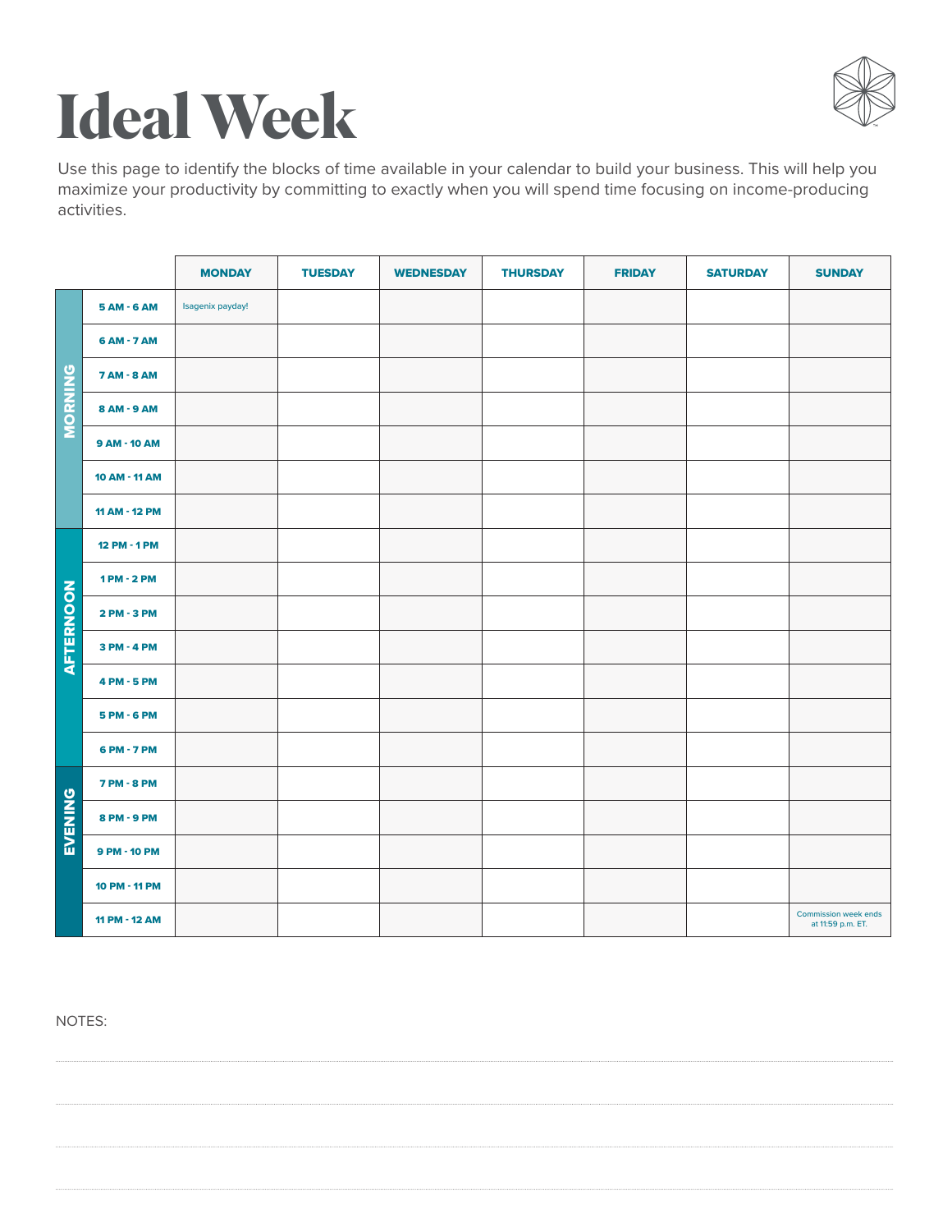# Ideal Week

Use this page to identify the blocks of time available in your calendar to build your business. This will help you maximize your productivity by committing to exactly when you will spend time focusing on income-producing activities.

| | | MONDAY | TUESDAY | WEDNESDAY | THURSDAY | FRIDAY | SATURDAY | SUNDAY |
|---|---|---|---|---|---|---|---|---|
| MORNING | 5 AM - 6 AM | Isagenix payday! | | | | | | |
| | 6 AM - 7 AM | | | | | | | |
| | 7 AM - 8 AM | | | | | | | |
| | 8 AM - 9 AM | | | | | | | |
| | 9 AM - 10 AM | | | | | | | |
| | 10 AM - 11 AM | | | | | | | |
| | 11 AM - 12 PM | | | | | | | |
| AFTERNOON | 12 PM - 1 PM | | | | | | | |
| | 1 PM - 2 PM | | | | | | | |
| | 2 PM - 3 PM | | | | | | | |
| | 3 PM - 4 PM | | | | | | | |
| | 4 PM - 5 PM | | | | | | | |
| | 5 PM - 6 PM | | | | | | | |
| | 6 PM - 7 PM | | | | | | | |
| EVENING | 7 PM - 8 PM | | | | | | | |
| | 8 PM - 9 PM | | | | | | | |
| | 9 PM - 10 PM | | | | | | | |
| | 10 PM - 11 PM | | | | | | | |
| | 11 PM - 12 AM | | | | | | | Commission week ends at 11:59 p.m. ET. |

NOTES: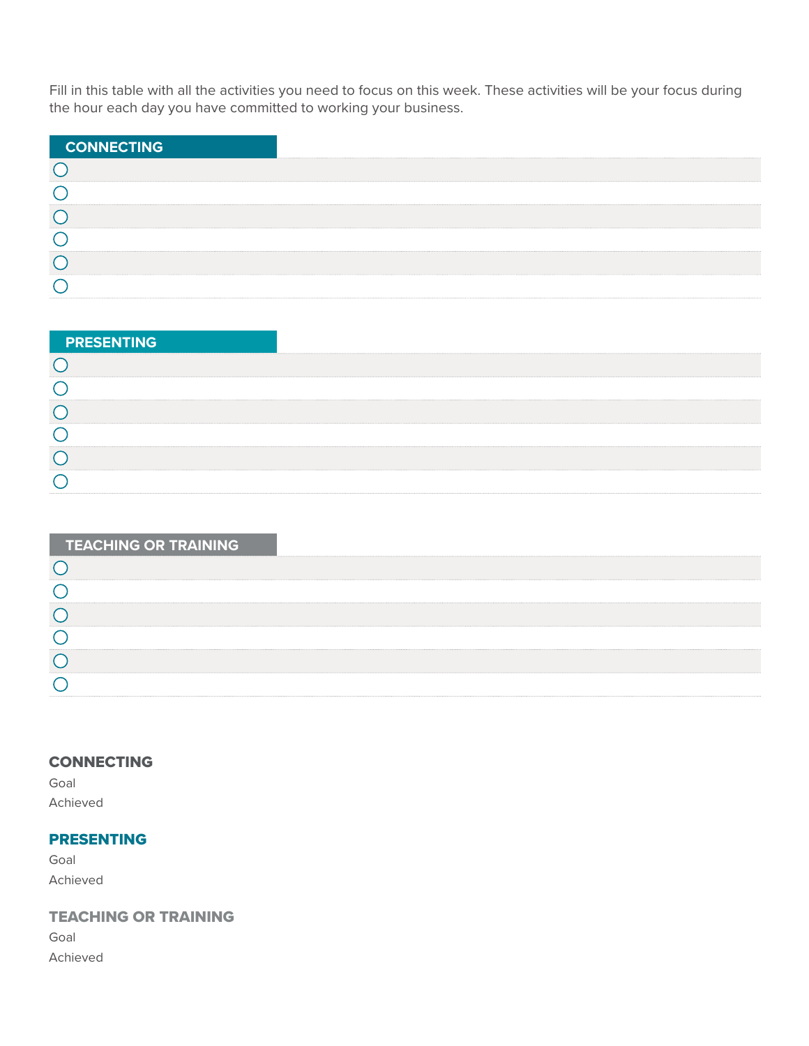Fill in this table with all the activities you need to focus on this week. These activities will be your focus during the hour each day you have committed to working your business.

## CONNECTING

- ○
- ○
- ○
- ○
- ○
- ○

## PRESENTING

- ○
- ○
- ○
- ○
- ○
- ○

## TEACHING OR TRAINING

- ○
- ○
- ○
- ○
- ○
- ○

### CONNECTING

Goal

Achieved

### PRESENTING

Goal

Achieved

### TEACHING OR TRAINING

Goal

Achieved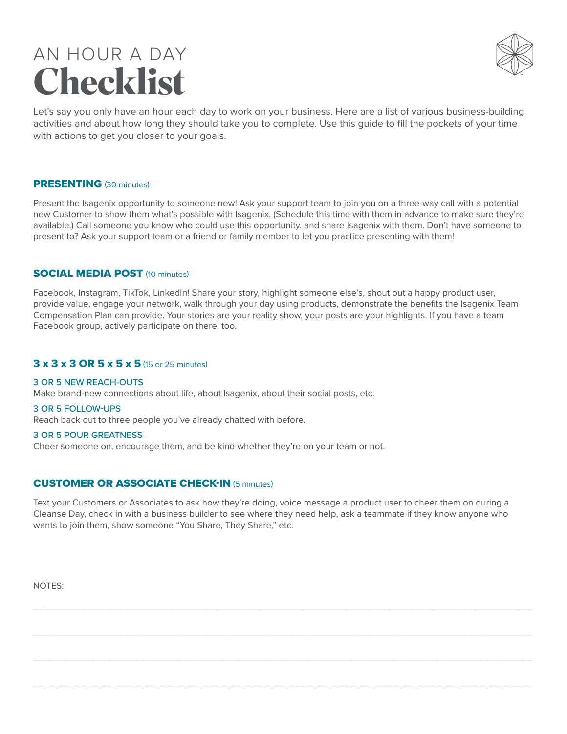# AN HOUR A DAY Checklist

Let's say you only have an hour each day to work on your business. Here are a list of various business-building activities and about how long they should take you to complete. Use this guide to fill the pockets of your time with actions to get you closer to your goals.

## PRESENTING (30 minutes)

Present the Isagenix opportunity to someone new! Ask your support team to join you on a three-way call with a potential new Customer to show them what's possible with Isagenix. (Schedule this time with them in advance to make sure they're available.) Call someone you know who could use this opportunity, and share Isagenix with them. Don't have someone to present to? Ask your support team or a friend or family member to let you practice presenting with them!

## SOCIAL MEDIA POST (10 minutes)

Facebook, Instagram, TikTok, LinkedIn! Share your story, highlight someone else's, shout out a happy product user, provide value, engage your network, walk through your day using products, demonstrate the benefits the Isagenix Team Compensation Plan can provide. Your stories are your reality show, your posts are your highlights. If you have a team Facebook group, actively participate on there, too.

## 3 x 3 x 3 OR 5 x 5 x 5 (15 or 25 minutes)

### 3 OR 5 NEW REACH-OUTS

Make brand-new connections about life, about Isagenix, about their social posts, etc.

### 3 OR 5 FOLLOW-UPS

Reach back out to three people you've already chatted with before.

### 3 OR 5 POUR GREATNESS

Cheer someone on, encourage them, and be kind whether they're on your team or not.

## CUSTOMER OR ASSOCIATE CHECK-IN (5 minutes)

Text your Customers or Associates to ask how they're doing, voice message a product user to cheer them on during a Cleanse Day, check in with a business builder to see where they need help, ask a teammate if they know anyone who wants to join them, show someone "You Share, They Share," etc.

NOTES: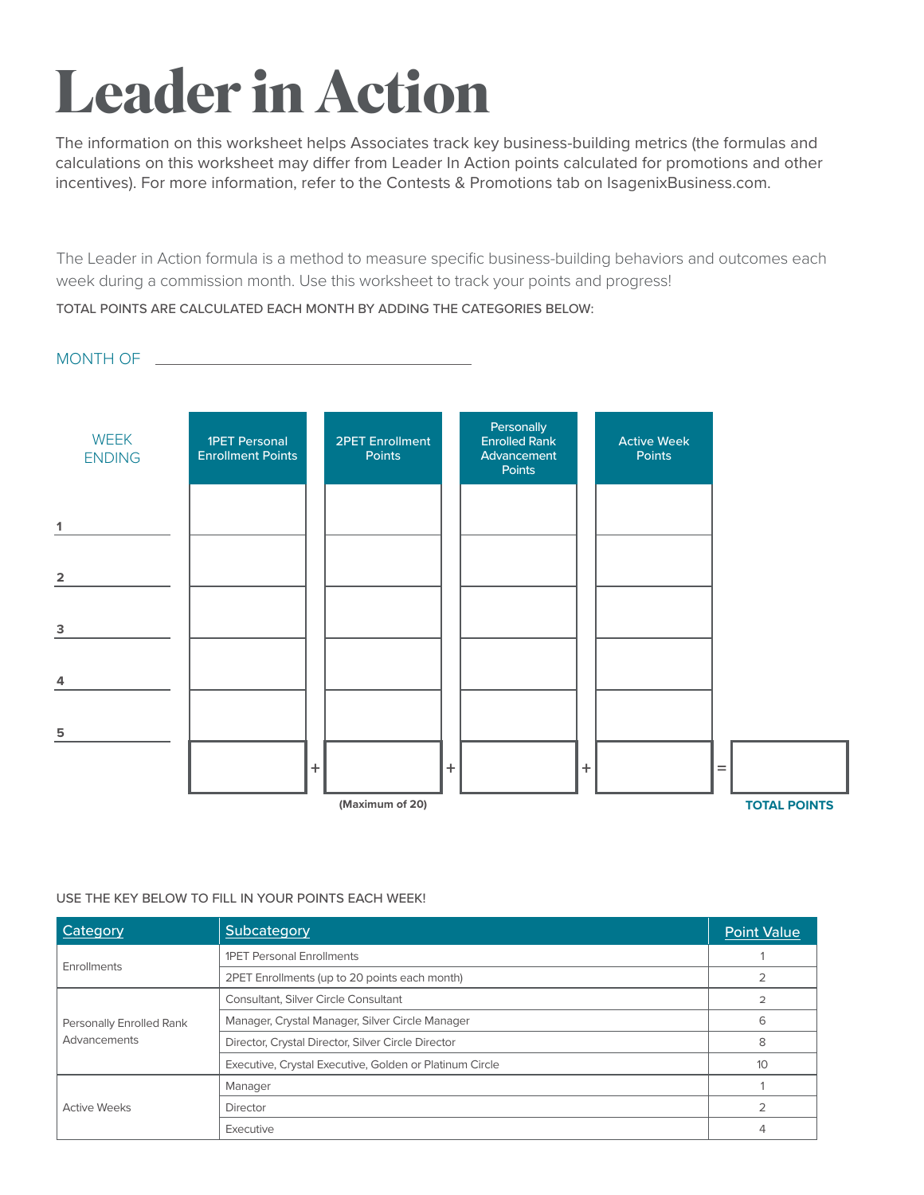# Leader in Action

The information on this worksheet helps Associates track key business-building metrics (the formulas and calculations on this worksheet may differ from Leader In Action points calculated for promotions and other incentives). For more information, refer to the Contests & Promotions tab on IsagenixBusiness.com.

The Leader in Action formula is a method to measure specific business-building behaviors and outcomes each week during a commission month. Use this worksheet to track your points and progress!

TOTAL POINTS ARE CALCULATED EACH MONTH BY ADDING THE CATEGORIES BELOW:

MONTH OF ______________________________

| WEEK ENDING | 1PET Personal Enrollment Points | | 2PET Enrollment Points | | Personally Enrolled Rank Advancement Points | | Active Week Points | | |
|---|---|---|---|---|---|---|---|---|---|
| 1 | | | | | | | | | |
| 2 | | | | | | | | | |
| 3 | | | | | | | | | |
| 4 | | | | | | | | | |
| 5 | | | | | | | | | |
| | | + | (Maximum of 20) | + | | + | | = | TOTAL POINTS |

USE THE KEY BELOW TO FILL IN YOUR POINTS EACH WEEK!

| Category | Subcategory | Point Value |
|---|---|---|
| Enrollments | 1PET Personal Enrollments | 1 |
| | 2PET Enrollments (up to 20 points each month) | 2 |
| Personally Enrolled Rank Advancements | Consultant, Silver Circle Consultant | 2 |
| | Manager, Crystal Manager, Silver Circle Manager | 6 |
| | Director, Crystal Director, Silver Circle Director | 8 |
| | Executive, Crystal Executive, Golden or Platinum Circle | 10 |
| Active Weeks | Manager | 1 |
| | Director | 2 |
| | Executive | 4 |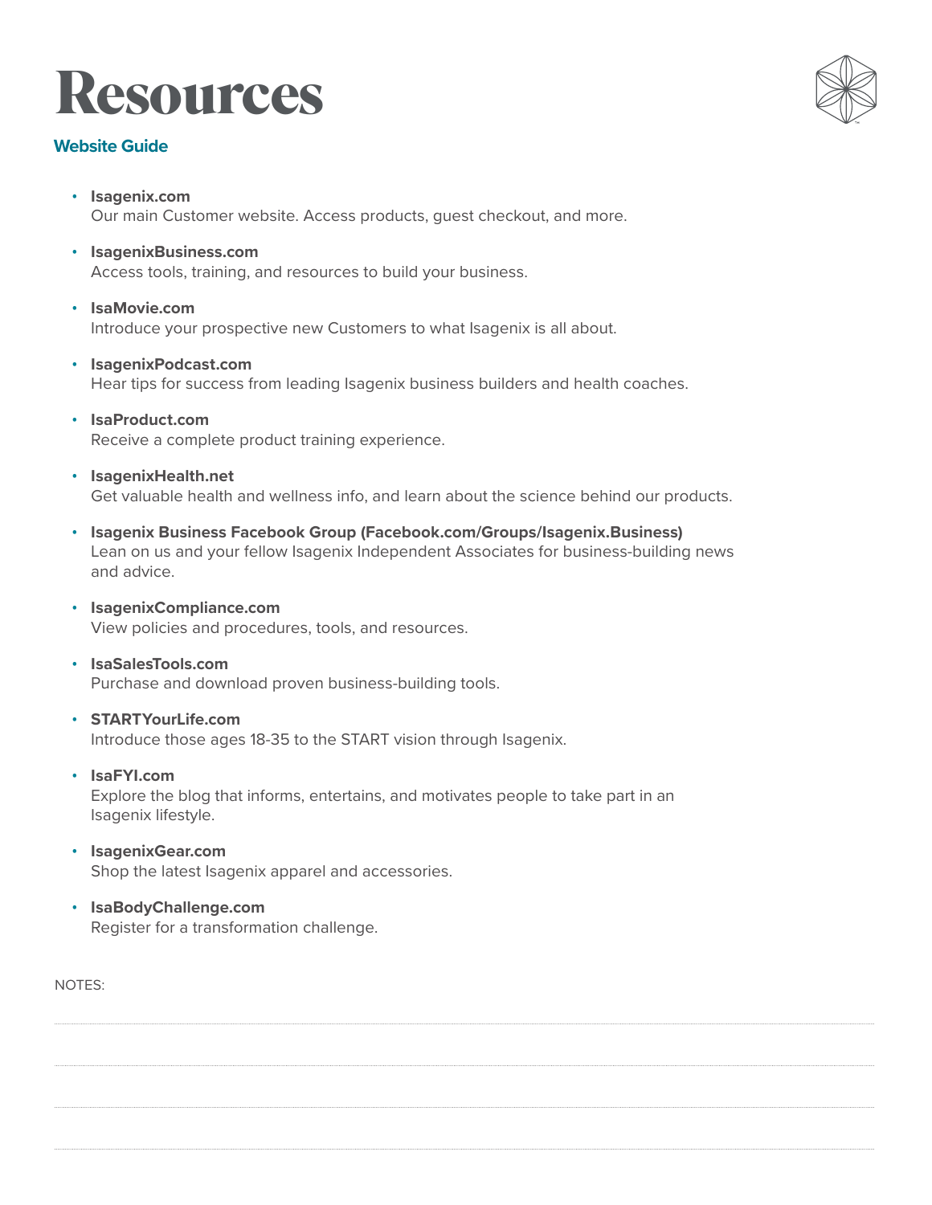# Resources

## Website Guide

- **Isagenix.com**
  Our main Customer website. Access products, guest checkout, and more.
- **IsagenixBusiness.com**
  Access tools, training, and resources to build your business.
- **IsaMovie.com**
  Introduce your prospective new Customers to what Isagenix is all about.
- **IsagenixPodcast.com**
  Hear tips for success from leading Isagenix business builders and health coaches.
- **IsaProduct.com**
  Receive a complete product training experience.
- **IsagenixHealth.net**
  Get valuable health and wellness info, and learn about the science behind our products.
- **Isagenix Business Facebook Group (Facebook.com/Groups/Isagenix.Business)**
  Lean on us and your fellow Isagenix Independent Associates for business-building news and advice.
- **IsagenixCompliance.com**
  View policies and procedures, tools, and resources.
- **IsaSalesTools.com**
  Purchase and download proven business-building tools.
- **STARTYourLife.com**
  Introduce those ages 18-35 to the START vision through Isagenix.
- **IsaFYI.com**
  Explore the blog that informs, entertains, and motivates people to take part in an Isagenix lifestyle.
- **IsagenixGear.com**
  Shop the latest Isagenix apparel and accessories.
- **IsaBodyChallenge.com**
  Register for a transformation challenge.

NOTES: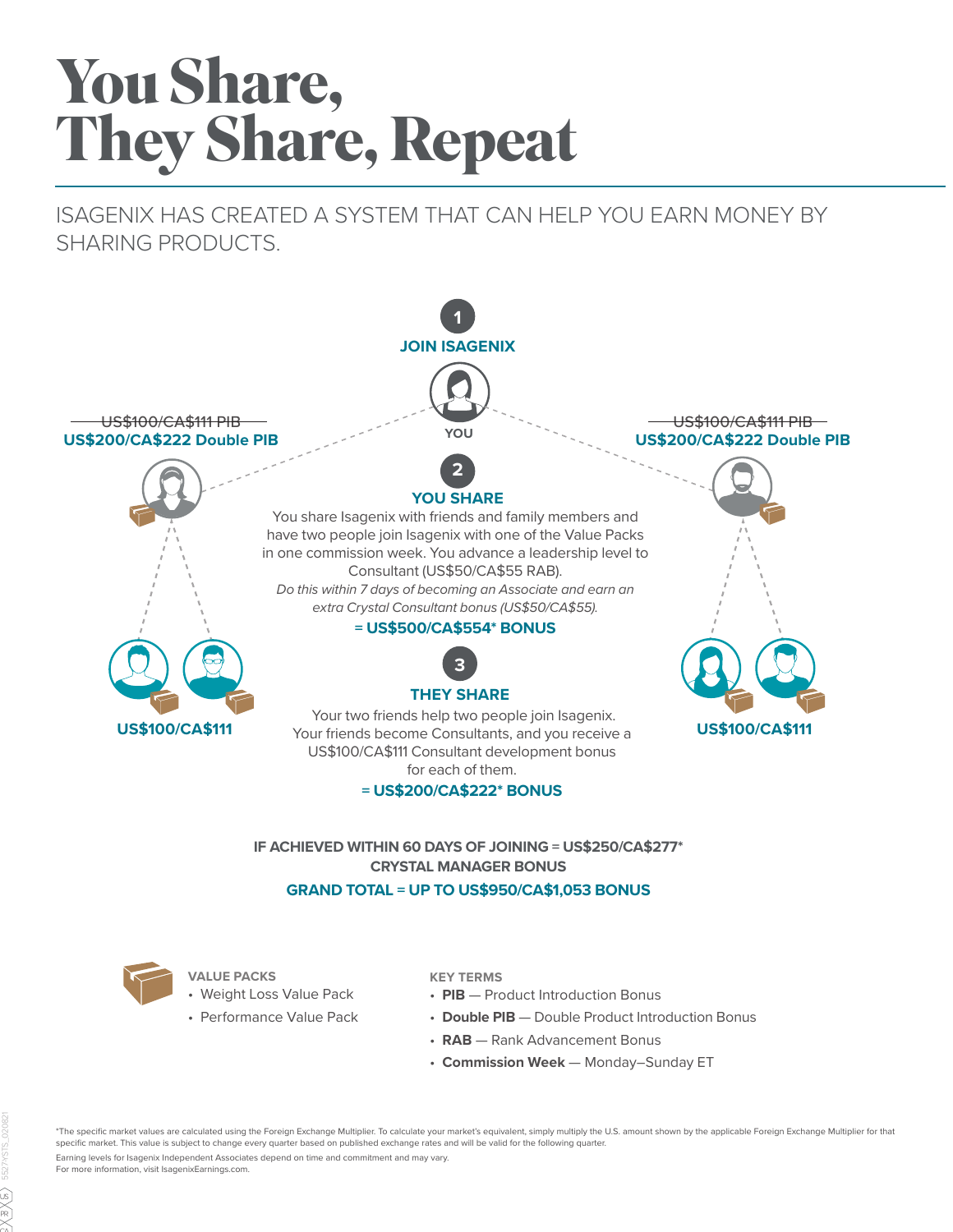# You Share, They Share, Repeat

ISAGENIX HAS CREATED A SYSTEM THAT CAN HELP YOU EARN MONEY BY SHARING PRODUCTS.

## 1 JOIN ISAGENIX

YOU

~~US$100/CA$111 PIB~~
**US$200/CA$222 Double PIB**

~~US$100/CA$111 PIB~~
**US$200/CA$222 Double PIB**

## 2 YOU SHARE

You share Isagenix with friends and family members and have two people join Isagenix with one of the Value Packs in one commission week. You advance a leadership level to Consultant (US$50/CA$55 RAB).

*Do this within 7 days of becoming an Associate and earn an extra Crystal Consultant bonus (US$50/CA$55).*

**= US$500/CA$554* BONUS**

**US$100/CA$111**

**US$100/CA$111**

## 3 THEY SHARE

Your two friends help two people join Isagenix. Your friends become Consultants, and you receive a US$100/CA$111 Consultant development bonus for each of them.

**= US$200/CA$222* BONUS**

**IF ACHIEVED WITHIN 60 DAYS OF JOINING = US$250/CA$277*
CRYSTAL MANAGER BONUS**

**GRAND TOTAL = UP TO US$950/CA$1,053 BONUS**

**VALUE PACKS**

- Weight Loss Value Pack
- Performance Value Pack

**KEY TERMS**

- **PIB** — Product Introduction Bonus
- **Double PIB** — Double Product Introduction Bonus
- **RAB** — Rank Advancement Bonus
- **Commission Week** — Monday–Sunday ET

*The specific market values are calculated using the Foreign Exchange Multiplier. To calculate your market's equivalent, simply multiply the U.S. amount shown by the applicable Foreign Exchange Multiplier for that specific market. This value is subject to change every quarter based on published exchange rates and will be valid for the following quarter.

Earning levels for Isagenix Independent Associates depend on time and commitment and may vary.

For more information, visit IsagenixEarnings.com.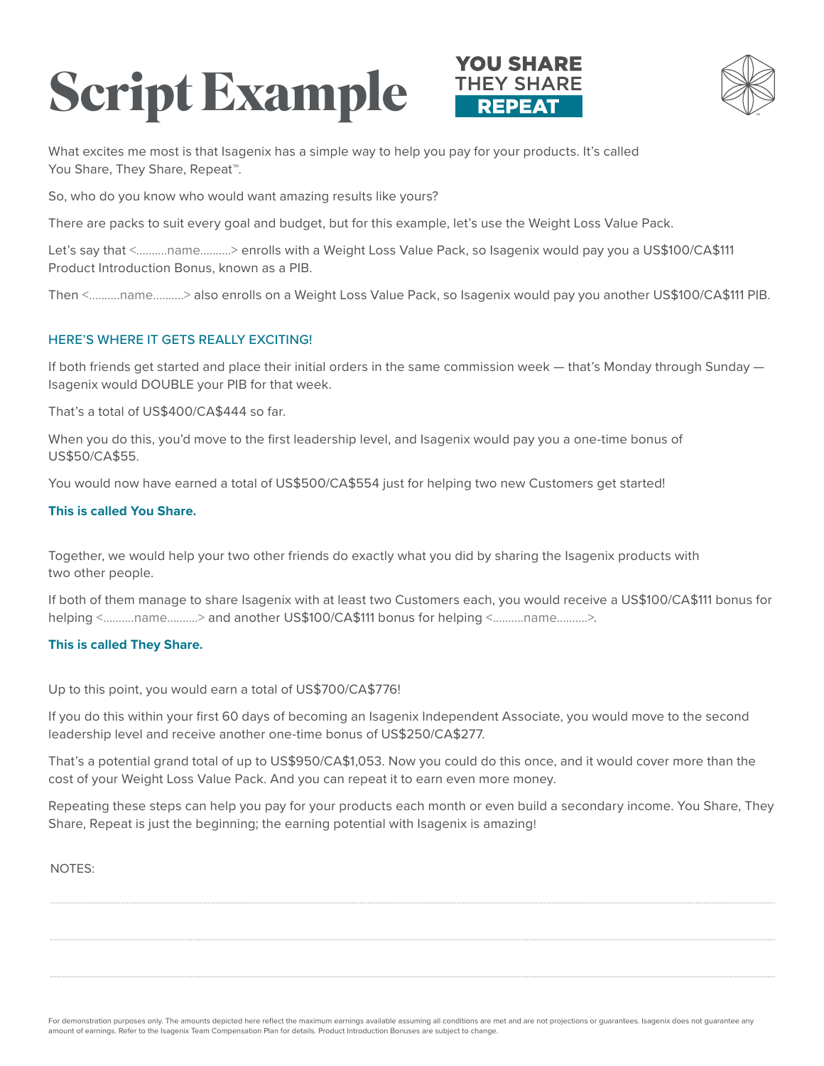# Script Example

**YOU SHARE THEY SHARE REPEAT**

What excites me most is that Isagenix has a simple way to help you pay for your products. It's called You Share, They Share, Repeat™.

So, who do you know who would want amazing results like yours?

There are packs to suit every goal and budget, but for this example, let's use the Weight Loss Value Pack.

Let's say that <..........name..........> enrolls with a Weight Loss Value Pack, so Isagenix would pay you a US$100/CA$111 Product Introduction Bonus, known as a PIB.

Then <..........name..........> also enrolls on a Weight Loss Value Pack, so Isagenix would pay you another US$100/CA$111 PIB.

## HERE'S WHERE IT GETS REALLY EXCITING!

If both friends get started and place their initial orders in the same commission week — that's Monday through Sunday — Isagenix would DOUBLE your PIB for that week.

That's a total of US$400/CA$444 so far.

When you do this, you'd move to the first leadership level, and Isagenix would pay you a one-time bonus of US$50/CA$55.

You would now have earned a total of US$500/CA$554 just for helping two new Customers get started!

**This is called You Share.**

Together, we would help your two other friends do exactly what you did by sharing the Isagenix products with two other people.

If both of them manage to share Isagenix with at least two Customers each, you would receive a US$100/CA$111 bonus for helping <..........name..........> and another US$100/CA$111 bonus for helping <..........name..........>.

**This is called They Share.**

Up to this point, you would earn a total of US$700/CA$776!

If you do this within your first 60 days of becoming an Isagenix Independent Associate, you would move to the second leadership level and receive another one-time bonus of US$250/CA$277.

That's a potential grand total of up to US$950/CA$1,053. Now you could do this once, and it would cover more than the cost of your Weight Loss Value Pack. And you can repeat it to earn even more money.

Repeating these steps can help you pay for your products each month or even build a secondary income. You Share, They Share, Repeat is just the beginning; the earning potential with Isagenix is amazing!

NOTES:

For demonstration purposes only. The amounts depicted here reflect the maximum earnings available assuming all conditions are met and are not projections or guarantees. Isagenix does not guarantee any amount of earnings. Refer to the Isagenix Team Compensation Plan for details. Product Introduction Bonuses are subject to change.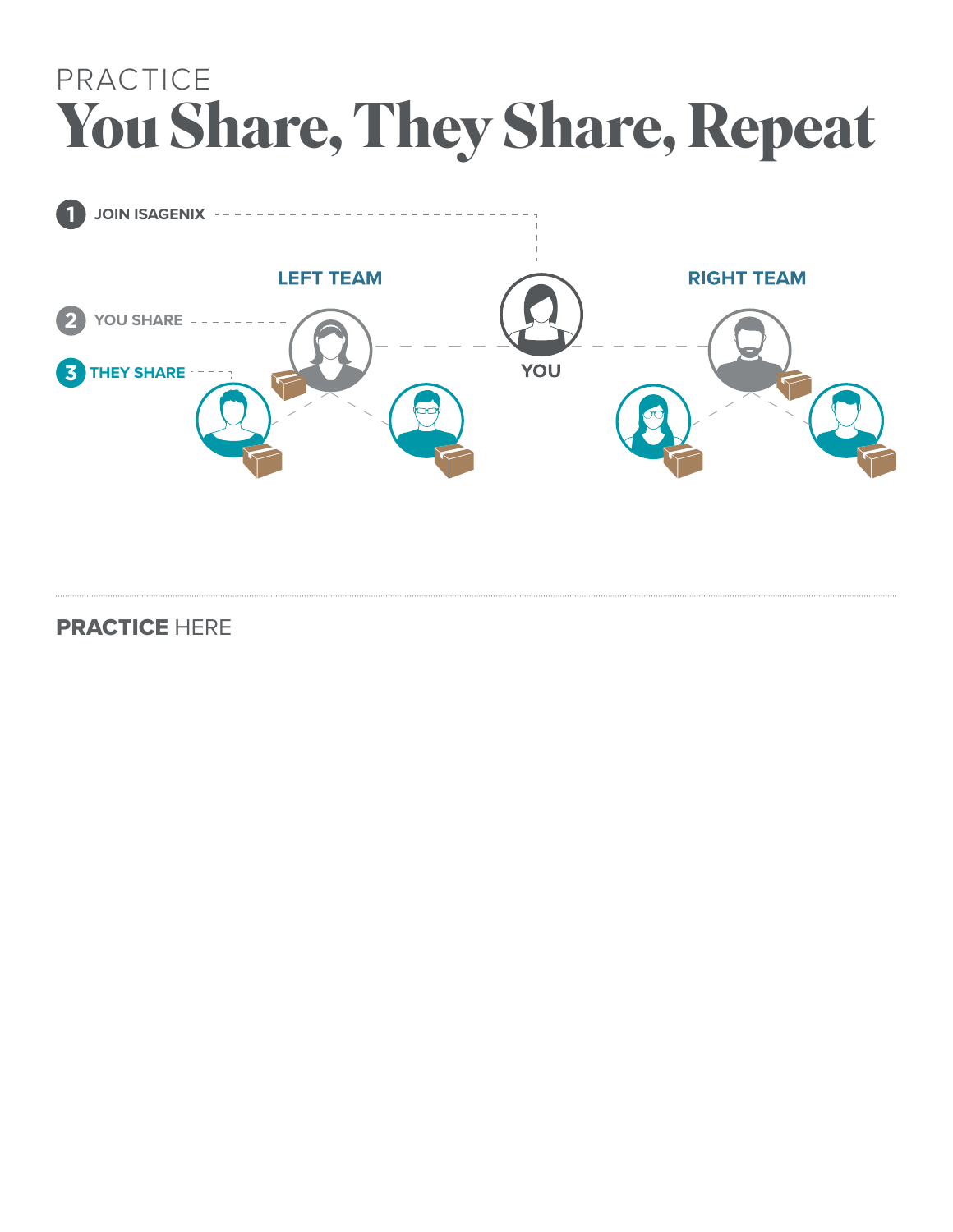PRACTICE

# You Share, They Share, Repeat

1 JOIN ISAGENIX

LEFT TEAM

YOU

RIGHT TEAM

2 YOU SHARE

3 THEY SHARE

**PRACTICE** HERE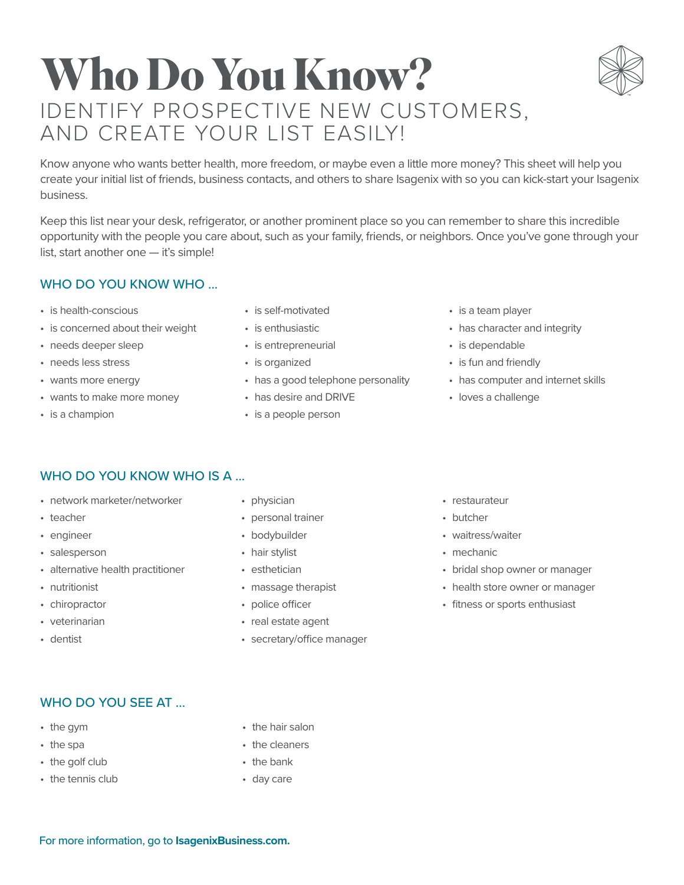# Who Do You Know?

## IDENTIFY PROSPECTIVE NEW CUSTOMERS, AND CREATE YOUR LIST EASILY!

Know anyone who wants better health, more freedom, or maybe even a little more money? This sheet will help you create your initial list of friends, business contacts, and others to share Isagenix with so you can kick-start your Isagenix business.

Keep this list near your desk, refrigerator, or another prominent place so you can remember to share this incredible opportunity with the people you care about, such as your family, friends, or neighbors. Once you've gone through your list, start another one — it's simple!

### WHO DO YOU KNOW WHO ...

- is health-conscious
- is concerned about their weight
- needs deeper sleep
- needs less stress
- wants more energy
- wants to make more money
- is a champion
- is self-motivated
- is enthusiastic
- is entrepreneurial
- is organized
- has a good telephone personality
- has desire and DRIVE
- is a people person
- is a team player
- has character and integrity
- is dependable
- is fun and friendly
- has computer and internet skills
- loves a challenge

### WHO DO YOU KNOW WHO IS A ...

- network marketer/networker
- teacher
- engineer
- salesperson
- alternative health practitioner
- nutritionist
- chiropractor
- veterinarian
- dentist
- physician
- personal trainer
- bodybuilder
- hair stylist
- esthetician
- massage therapist
- police officer
- real estate agent
- secretary/office manager
- restaurateur
- butcher
- waitress/waiter
- mechanic
- bridal shop owner or manager
- health store owner or manager
- fitness or sports enthusiast

### WHO DO YOU SEE AT ...

- the gym
- the spa
- the golf club
- the tennis club
- the hair salon
- the cleaners
- the bank
- day care

For more information, go to **IsagenixBusiness.com.**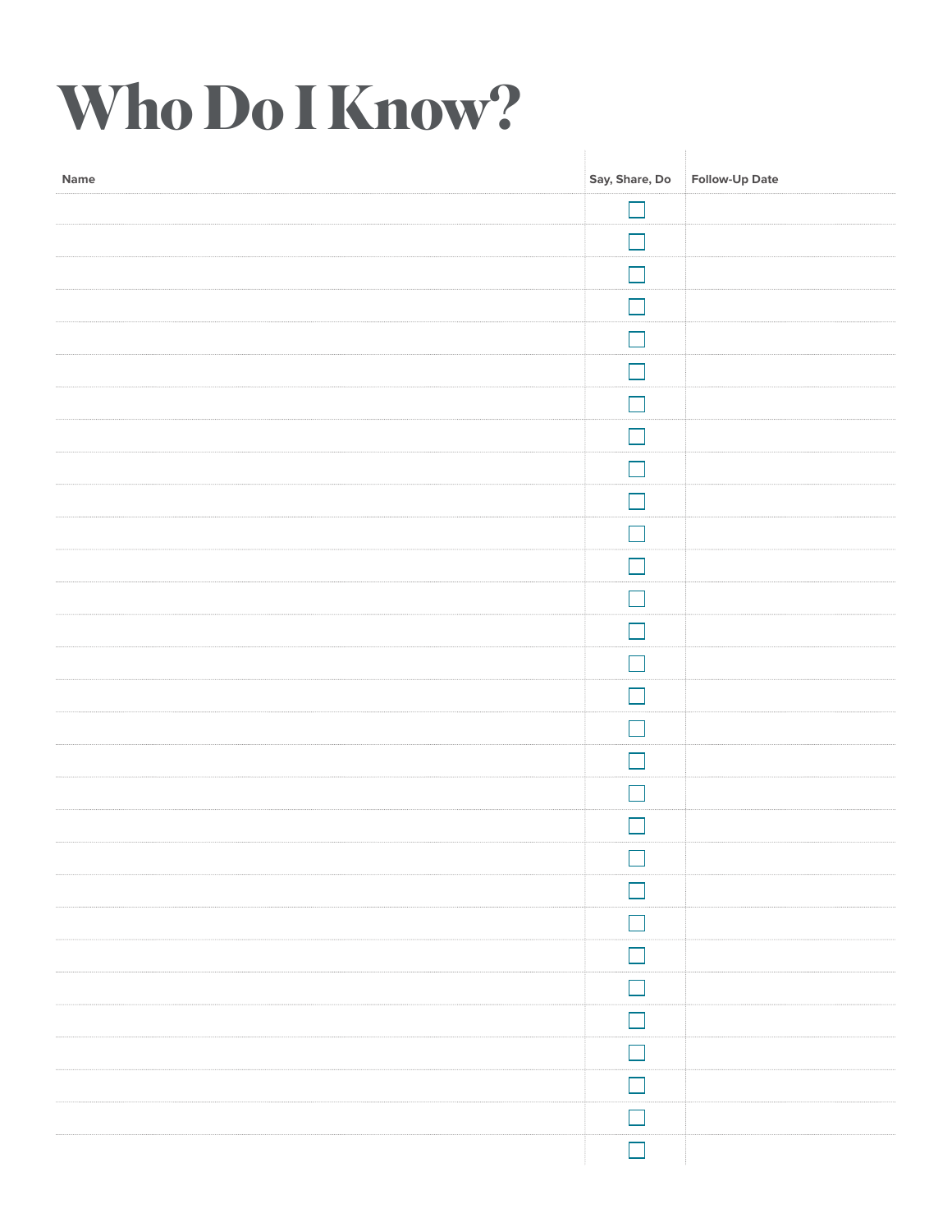# Who Do I Know?

| Name | Say, Share, Do | Follow-Up Date |
|---|---|---|
| | ☐ | |
| | ☐ | |
| | ☐ | |
| | ☐ | |
| | ☐ | |
| | ☐ | |
| | ☐ | |
| | ☐ | |
| | ☐ | |
| | ☐ | |
| | ☐ | |
| | ☐ | |
| | ☐ | |
| | ☐ | |
| | ☐ | |
| | ☐ | |
| | ☐ | |
| | ☐ | |
| | ☐ | |
| | ☐ | |
| | ☐ | |
| | ☐ | |
| | ☐ | |
| | ☐ | |
| | ☐ | |
| | ☐ | |
| | ☐ | |
| | ☐ | |
| | ☐ | |
| | ☐ | |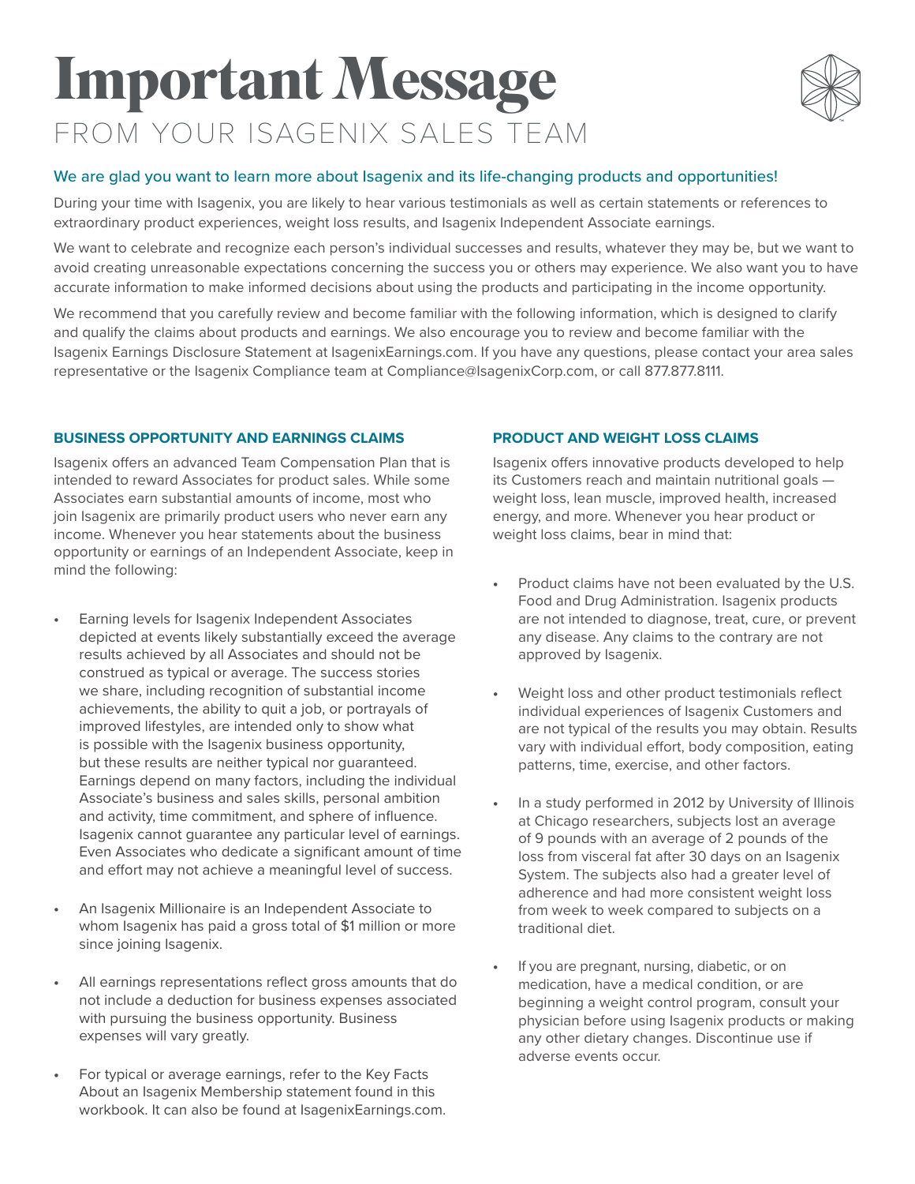# Important Message

## FROM YOUR ISAGENIX SALES TEAM

We are glad you want to learn more about Isagenix and its life-changing products and opportunities!

During your time with Isagenix, you are likely to hear various testimonials as well as certain statements or references to extraordinary product experiences, weight loss results, and Isagenix Independent Associate earnings.

We want to celebrate and recognize each person's individual successes and results, whatever they may be, but we want to avoid creating unreasonable expectations concerning the success you or others may experience. We also want you to have accurate information to make informed decisions about using the products and participating in the income opportunity.

We recommend that you carefully review and become familiar with the following information, which is designed to clarify and qualify the claims about products and earnings. We also encourage you to review and become familiar with the Isagenix Earnings Disclosure Statement at IsagenixEarnings.com. If you have any questions, please contact your area sales representative or the Isagenix Compliance team at Compliance@IsagenixCorp.com, or call 877.877.8111.

### BUSINESS OPPORTUNITY AND EARNINGS CLAIMS

Isagenix offers an advanced Team Compensation Plan that is intended to reward Associates for product sales. While some Associates earn substantial amounts of income, most who join Isagenix are primarily product users who never earn any income. Whenever you hear statements about the business opportunity or earnings of an Independent Associate, keep in mind the following:

- Earning levels for Isagenix Independent Associates depicted at events likely substantially exceed the average results achieved by all Associates and should not be construed as typical or average. The success stories we share, including recognition of substantial income achievements, the ability to quit a job, or portrayals of improved lifestyles, are intended only to show what is possible with the Isagenix business opportunity, but these results are neither typical nor guaranteed. Earnings depend on many factors, including the individual Associate's business and sales skills, personal ambition and activity, time commitment, and sphere of influence. Isagenix cannot guarantee any particular level of earnings. Even Associates who dedicate a significant amount of time and effort may not achieve a meaningful level of success.
- An Isagenix Millionaire is an Independent Associate to whom Isagenix has paid a gross total of $1 million or more since joining Isagenix.
- All earnings representations reflect gross amounts that do not include a deduction for business expenses associated with pursuing the business opportunity. Business expenses will vary greatly.
- For typical or average earnings, refer to the Key Facts About an Isagenix Membership statement found in this workbook. It can also be found at IsagenixEarnings.com.

### PRODUCT AND WEIGHT LOSS CLAIMS

Isagenix offers innovative products developed to help its Customers reach and maintain nutritional goals — weight loss, lean muscle, improved health, increased energy, and more. Whenever you hear product or weight loss claims, bear in mind that:

- Product claims have not been evaluated by the U.S. Food and Drug Administration. Isagenix products are not intended to diagnose, treat, cure, or prevent any disease. Any claims to the contrary are not approved by Isagenix.
- Weight loss and other product testimonials reflect individual experiences of Isagenix Customers and are not typical of the results you may obtain. Results vary with individual effort, body composition, eating patterns, time, exercise, and other factors.
- In a study performed in 2012 by University of Illinois at Chicago researchers, subjects lost an average of 9 pounds with an average of 2 pounds of the loss from visceral fat after 30 days on an Isagenix System. The subjects also had a greater level of adherence and had more consistent weight loss from week to week compared to subjects on a traditional diet.
- If you are pregnant, nursing, diabetic, or on medication, have a medical condition, or are beginning a weight control program, consult your physician before using Isagenix products or making any other dietary changes. Discontinue use if adverse events occur.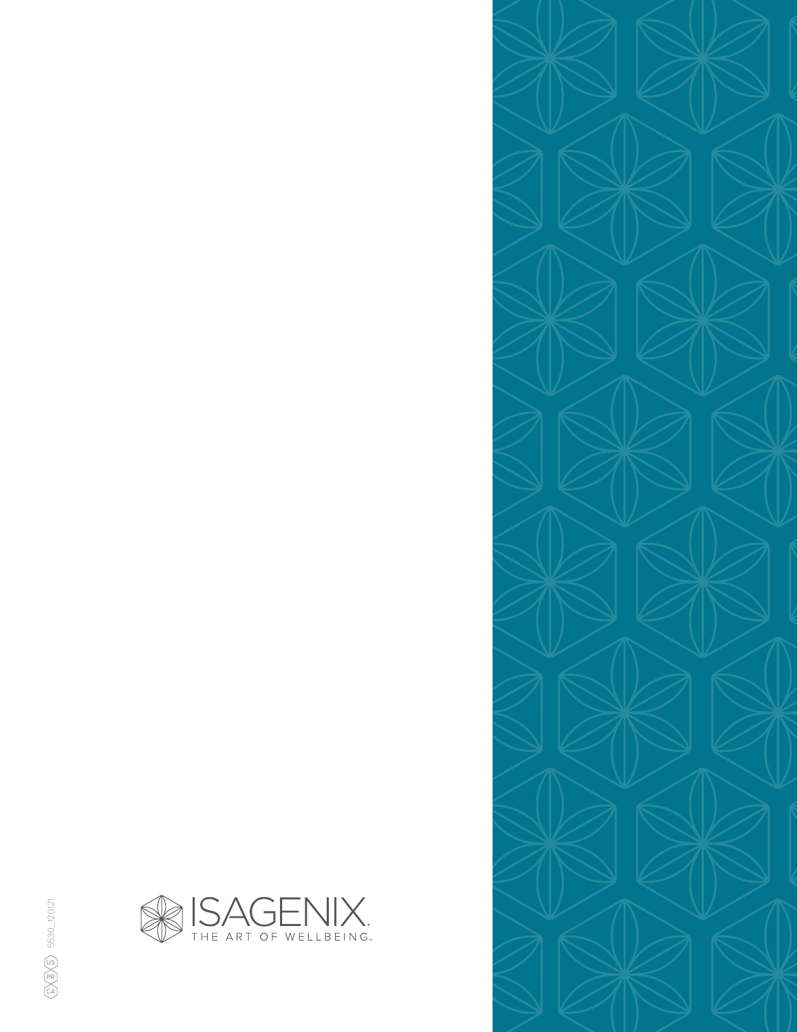ISAGENIX.

THE ART OF WELLBEING.™

5530_120121

US PR CA